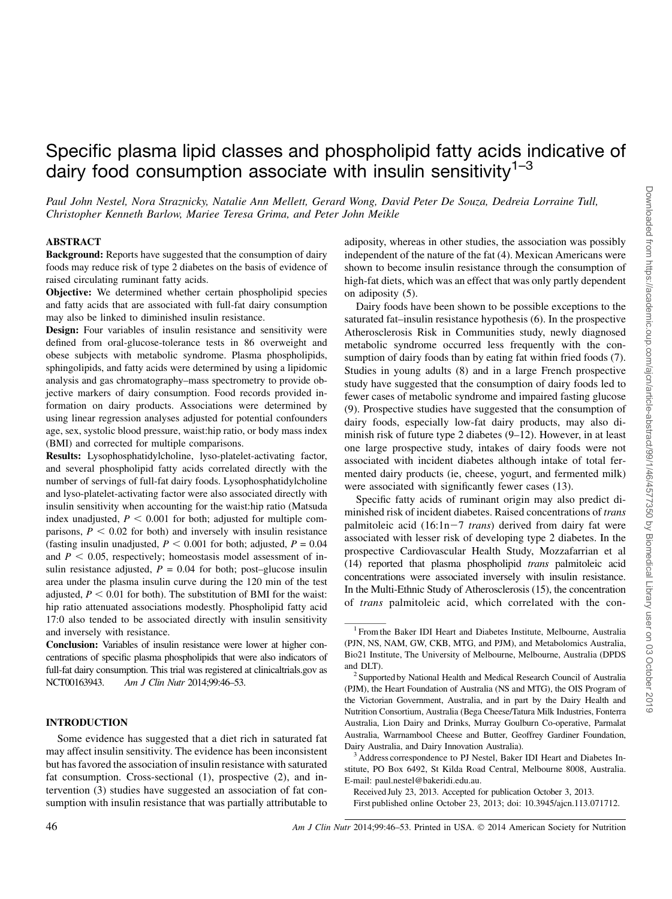# Specific plasma lipid classes and phospholipid fatty acids indicative of dairy food consumption associate with insulin sensitivity[1–3]

*Paul John Nestel, Nora Straznicky, Natalie Ann Mellett, Gerard Wong, David Peter De Souza, Dedreia Lorraine Tull, Christopher Kenneth Barlow, Mariee Teresa Grima, and Peter John Meikle*

## ABSTRACT

**Background:** Reports have suggested that the consumption of dairy foods may reduce risk of type 2 diabetes on the basis of evidence of raised circulating ruminant fatty acids.

**Objective:** We determined whether certain phospholipid species and fatty acids that are associated with full-fat dairy consumption may also be linked to diminished insulin resistance.

**Design:** Four variables of insulin resistance and sensitivity were defined from oral-glucose-tolerance tests in 86 overweight and obese subjects with metabolic syndrome. Plasma phospholipids, sphingolipids, and fatty acids were determined by using a lipidomic analysis and gas chromatography–mass spectrometry to provide objective markers of dairy consumption. Food records provided information on dairy products. Associations were determined by using linear regression analyses adjusted for potential confounders age, sex, systolic blood pressure, waist:hip ratio, or body mass index (BMI) and corrected for multiple comparisons.

**Results:** Lysophosphatidylcholine, lyso-platelet-activating factor, and several phospholipid fatty acids correlated directly with the number of servings of full-fat dairy foods. Lysophosphatidylcholine and lyso-platelet-activating factor were also associated directly with insulin sensitivity when accounting for the waist:hip ratio (Matsuda index unadjusted, $P < 0.001$ for both; adjusted for multiple comparisons, $P < 0.02$ for both) and inversely with insulin resistance (fasting insulin unadjusted, $P < 0.001$ for both; adjusted, $P = 0.04$ and $P < 0.05$, respectively; homeostasis model assessment of insulin resistance adjusted, $P = 0.04$ for both; post–glucose insulin area under the plasma insulin curve during the 120 min of the test adjusted, $P < 0.01$ for both). The substitution of BMI for the waist:hip ratio attenuated associations modestly. Phospholipid fatty acid 17:0 also tended to be associated directly with insulin sensitivity and inversely with resistance.

**Conclusion:** Variables of insulin resistance were lower at higher concentrations of specific plasma phospholipids that were also indicators of full-fat dairy consumption. This trial was registered at clinicaltrials.gov as NCT00163943. *Am J Clin Nutr* 2014;99:46–53.

## INTRODUCTION

Some evidence has suggested that a diet rich in saturated fat may affect insulin sensitivity. The evidence has been inconsistent but has favored the association of insulin resistance with saturated fat consumption. Cross-sectional (1), prospective (2), and intervention (3) studies have suggested an association of fat consumption with insulin resistance that was partially attributable to adiposity, whereas in other studies, the association was possibly independent of the nature of the fat (4). Mexican Americans were shown to become insulin resistance through the consumption of high-fat diets, which was an effect that was only partly dependent on adiposity (5).

Dairy foods have been shown to be possible exceptions to the saturated fat–insulin resistance hypothesis (6). In the prospective Atherosclerosis Risk in Communities study, newly diagnosed metabolic syndrome occurred less frequently with the consumption of dairy foods than by eating fat within fried foods (7). Studies in young adults (8) and in a large French prospective study have suggested that the consumption of dairy foods led to fewer cases of metabolic syndrome and impaired fasting glucose (9). Prospective studies have suggested that the consumption of dairy foods, especially low-fat dairy products, may also diminish risk of future type 2 diabetes (9–12). However, in at least one large prospective study, intakes of dairy foods were not associated with incident diabetes although intake of total fermented dairy products (ie, cheese, yogurt, and fermented milk) were associated with significantly fewer cases (13).

Specific fatty acids of ruminant origin may also predict diminished risk of incident diabetes. Raised concentrations of *trans* palmitoleic acid (16:1n−7 *trans*) derived from dairy fat were associated with lesser risk of developing type 2 diabetes. In the prospective Cardiovascular Health Study, Mozzafarrian et al (14) reported that plasma phospholipid *trans* palmitoleic acid concentrations were associated inversely with insulin resistance. In the Multi-Ethnic Study of Atherosclerosis (15), the concentration of *trans* palmitoleic acid, which correlated with the con-

---

[1] From the Baker IDI Heart and Diabetes Institute, Melbourne, Australia (PJN, NS, NAM, GW, CKB, MTG, and PJM), and Metabolomics Australia, Bio21 Institute, The University of Melbourne, Melbourne, Australia (DPDS and DLT).

[2] Supported by National Health and Medical Research Council of Australia (PJM), the Heart Foundation of Australia (NS and MTG), the OIS Program of the Victorian Government, Australia, and in part by the Dairy Health and Nutrition Consortium, Australia (Bega Cheese/Tatura Milk Industries, Fonterra Australia, Lion Dairy and Drinks, Murray Goulburn Co-operative, Parmalat Australia, Warrnambool Cheese and Butter, Geoffrey Gardiner Foundation, Dairy Australia, and Dairy Innovation Australia).

[3] Address correspondence to PJ Nestel, Baker IDI Heart and Diabetes Institute, PO Box 6492, St Kilda Road Central, Melbourne 8008, Australia. E-mail: paul.nestel@bakeridi.edu.au.

Received July 23, 2013. Accepted for publication October 3, 2013.

First published online October 23, 2013; doi: 10.3945/ajcn.113.071712.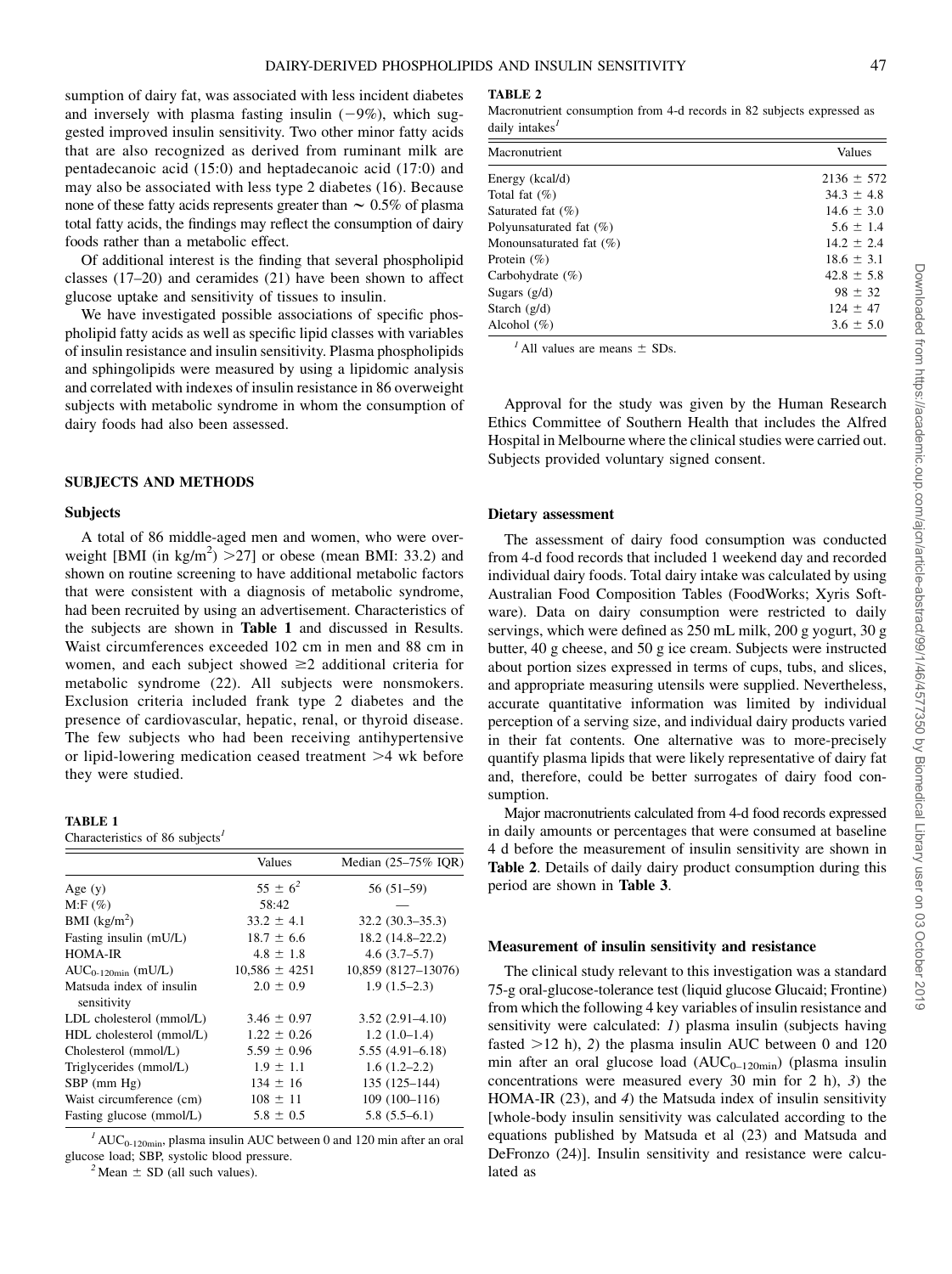sumption of dairy fat, was associated with less incident diabetes and inversely with plasma fasting insulin (−9%), which suggested improved insulin sensitivity. Two other minor fatty acids that are also recognized as derived from ruminant milk are pentadecanoic acid (15:0) and heptadecanoic acid (17:0) and may also be associated with less type 2 diabetes (16). Because none of these fatty acids represents greater than ∼ 0.5% of plasma total fatty acids, the findings may reflect the consumption of dairy foods rather than a metabolic effect.

Of additional interest is the finding that several phospholipid classes (17–20) and ceramides (21) have been shown to affect glucose uptake and sensitivity of tissues to insulin.

We have investigated possible associations of specific phospholipid fatty acids as well as specific lipid classes with variables of insulin resistance and insulin sensitivity. Plasma phospholipids and sphingolipids were measured by using a lipidomic analysis and correlated with indexes of insulin resistance in 86 overweight subjects with metabolic syndrome in whom the consumption of dairy foods had also been assessed.

## SUBJECTS AND METHODS

### Subjects

A total of 86 middle-aged men and women, who were overweight [BMI (in kg/m$^2$) >27] or obese (mean BMI: 33.2) and shown on routine screening to have additional metabolic factors that were consistent with a diagnosis of metabolic syndrome, had been recruited by using an advertisement. Characteristics of the subjects are shown in **Table 1** and discussed in Results. Waist circumferences exceeded 102 cm in men and 88 cm in women, and each subject showed ≥2 additional criteria for metabolic syndrome (22). All subjects were nonsmokers. Exclusion criteria included frank type 2 diabetes and the presence of cardiovascular, hepatic, renal, or thyroid disease. The few subjects who had been receiving antihypertensive or lipid-lowering medication ceased treatment >4 wk before they were studied.

**TABLE 1**
Characteristics of 86 subjects[1]

| | Values | Median (25–75% IQR) |
|---|---|---|
| Age (y) | 55 ± 6[2] | 56 (51–59) |
| M:F (%) | 58:42 | — |
| BMI (kg/m$^2$) | 33.2 ± 4.1 | 32.2 (30.3–35.3) |
| Fasting insulin (mU/L) | 18.7 ± 6.6 | 18.2 (14.8–22.2) |
| HOMA-IR | 4.8 ± 1.8 | 4.6 (3.7–5.7) |
| $AUC_{0\text{-}120min}$ (mU/L) | 10,586 ± 4251 | 10,859 (8127–13076) |
| Matsuda index of insulin sensitivity | 2.0 ± 0.9 | 1.9 (1.5–2.3) |
| LDL cholesterol (mmol/L) | 3.46 ± 0.97 | 3.52 (2.91–4.10) |
| HDL cholesterol (mmol/L) | 1.22 ± 0.26 | 1.2 (1.0–1.4) |
| Cholesterol (mmol/L) | 5.59 ± 0.96 | 5.55 (4.91–6.18) |
| Triglycerides (mmol/L) | 1.9 ± 1.1 | 1.6 (1.2–2.2) |
| SBP (mm Hg) | 134 ± 16 | 135 (125–144) |
| Waist circumference (cm) | 108 ± 11 | 109 (100–116) |
| Fasting glucose (mmol/L) | 5.8 ± 0.5 | 5.8 (5.5–6.1) |

[1] $AUC_{0\text{-}120min}$, plasma insulin AUC between 0 and 120 min after an oral glucose load; SBP, systolic blood pressure.
[2] Mean ± SD (all such values).

**TABLE 2**
Macronutrient consumption from 4-d records in 82 subjects expressed as daily intakes[1]

| Macronutrient | Values |
|---|---|
| Energy (kcal/d) | 2136 ± 572 |
| Total fat (%) | 34.3 ± 4.8 |
| Saturated fat (%) | 14.6 ± 3.0 |
| Polyunsaturated fat (%) | 5.6 ± 1.4 |
| Monounsaturated fat (%) | 14.2 ± 2.4 |
| Protein (%) | 18.6 ± 3.1 |
| Carbohydrate (%) | 42.8 ± 5.8 |
| Sugars (g/d) | 98 ± 32 |
| Starch (g/d) | 124 ± 47 |
| Alcohol (%) | 3.6 ± 5.0 |

[1] All values are means ± SDs.

Approval for the study was given by the Human Research Ethics Committee of Southern Health that includes the Alfred Hospital in Melbourne where the clinical studies were carried out. Subjects provided voluntary signed consent.

### Dietary assessment

The assessment of dairy food consumption was conducted from 4-d food records that included 1 weekend day and recorded individual dairy foods. Total dairy intake was calculated by using Australian Food Composition Tables (FoodWorks; Xyris Software). Data on dairy consumption were restricted to daily servings, which were defined as 250 mL milk, 200 g yogurt, 30 g butter, 40 g cheese, and 50 g ice cream. Subjects were instructed about portion sizes expressed in terms of cups, tubs, and slices, and appropriate measuring utensils were supplied. Nevertheless, accurate quantitative information was limited by individual perception of a serving size, and individual dairy products varied in their fat contents. One alternative was to more-precisely quantify plasma lipids that were likely representative of dairy fat and, therefore, could be better surrogates of dairy food consumption.

Major macronutrients calculated from 4-d food records expressed in daily amounts or percentages that were consumed at baseline 4 d before the measurement of insulin sensitivity are shown in **Table 2**. Details of daily dairy product consumption during this period are shown in **Table 3**.

### Measurement of insulin sensitivity and resistance

The clinical study relevant to this investigation was a standard 75-g oral-glucose-tolerance test (liquid glucose Glucaid; Frontine) from which the following 4 key variables of insulin resistance and sensitivity were calculated: *1*) plasma insulin (subjects having fasted >12 h), *2*) the plasma insulin AUC between 0 and 120 min after an oral glucose load ($AUC_{0\text{–}120min}$) (plasma insulin concentrations were measured every 30 min for 2 h), *3*) the HOMA-IR (23), and *4*) the Matsuda index of insulin sensitivity [whole-body insulin sensitivity was calculated according to the equations published by Matsuda et al (23) and Matsuda and DeFronzo (24)]. Insulin sensitivity and resistance were calculated as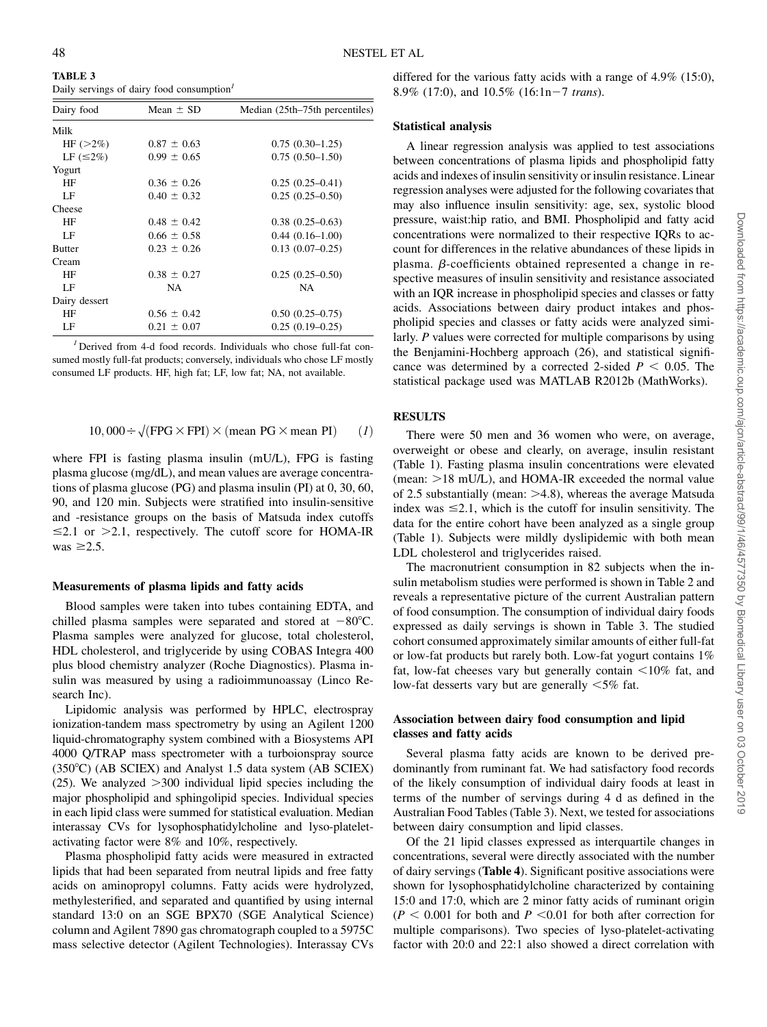**TABLE 3**
Daily servings of dairy food consumption[1]

| Dairy food | Mean ± SD | Median (25th–75th percentiles) |
|---|---|---|
| Milk | | |
| HF (>2%) | 0.87 ± 0.63 | 0.75 (0.30–1.25) |
| LF (≤2%) | 0.99 ± 0.65 | 0.75 (0.50–1.50) |
| Yogurt | | |
| HF | 0.36 ± 0.26 | 0.25 (0.25–0.41) |
| LF | 0.40 ± 0.32 | 0.25 (0.25–0.50) |
| Cheese | | |
| HF | 0.48 ± 0.42 | 0.38 (0.25–0.63) |
| LF | 0.66 ± 0.58 | 0.44 (0.16–1.00) |
| Butter | 0.23 ± 0.26 | 0.13 (0.07–0.25) |
| Cream | | |
| HF | 0.38 ± 0.27 | 0.25 (0.25–0.50) |
| LF | NA | NA |
| Dairy dessert | | |
| HF | 0.56 ± 0.42 | 0.50 (0.25–0.75) |
| LF | 0.21 ± 0.07 | 0.25 (0.19–0.25) |

[1] Derived from 4-d food records. Individuals who chose full-fat consumed mostly full-fat products; conversely, individuals who chose LF mostly consumed LF products. HF, high fat; LF, low fat; NA, not available.

$$10,000 \div \sqrt{(\text{FPG} \times \text{FPI}) \times (\text{mean PG} \times \text{mean PI})} \qquad (1)$$

where FPI is fasting plasma insulin (mU/L), FPG is fasting plasma glucose (mg/dL), and mean values are average concentrations of plasma glucose (PG) and plasma insulin (PI) at 0, 30, 60, 90, and 120 min. Subjects were stratified into insulin-sensitive and -resistance groups on the basis of Matsuda index cutoffs ≤2.1 or >2.1, respectively. The cutoff score for HOMA-IR was ≥2.5.

### Measurements of plasma lipids and fatty acids

Blood samples were taken into tubes containing EDTA, and chilled plasma samples were separated and stored at −80°C. Plasma samples were analyzed for glucose, total cholesterol, HDL cholesterol, and triglyceride by using COBAS Integra 400 plus blood chemistry analyzer (Roche Diagnostics). Plasma insulin was measured by using a radioimmunoassay (Linco Research Inc).

Lipidomic analysis was performed by HPLC, electrospray ionization-tandem mass spectrometry by using an Agilent 1200 liquid-chromatography system combined with a Biosystems API 4000 Q/TRAP mass spectrometer with a turboionspray source (350°C) (AB SCIEX) and Analyst 1.5 data system (AB SCIEX) (25). We analyzed >300 individual lipid species including the major phospholipid and sphingolipid species. Individual species in each lipid class were summed for statistical evaluation. Median interassay CVs for lysophosphatidylcholine and lyso-platelet-activating factor were 8% and 10%, respectively.

Plasma phospholipid fatty acids were measured in extracted lipids that had been separated from neutral lipids and free fatty acids on aminopropyl columns. Fatty acids were hydrolyzed, methylesterified, and separated and quantified by using internal standard 13:0 on an SGE BPX70 (SGE Analytical Science) column and Agilent 7890 gas chromatograph coupled to a 5975C mass selective detector (Agilent Technologies). Interassay CVs differed for the various fatty acids with a range of 4.9% (15:0), 8.9% (17:0), and 10.5% (16:1n−7 *trans*).

### Statistical analysis

A linear regression analysis was applied to test associations between concentrations of plasma lipids and phospholipid fatty acids and indexes of insulin sensitivity or insulin resistance. Linear regression analyses were adjusted for the following covariates that may also influence insulin sensitivity: age, sex, systolic blood pressure, waist:hip ratio, and BMI. Phospholipid and fatty acid concentrations were normalized to their respective IQRs to account for differences in the relative abundances of these lipids in plasma. β-coefficients obtained represented a change in respective measures of insulin sensitivity and resistance associated with an IQR increase in phospholipid species and classes or fatty acids. Associations between dairy product intakes and phospholipid species and classes or fatty acids were analyzed similarly. *P* values were corrected for multiple comparisons by using the Benjamini-Hochberg approach (26), and statistical significance was determined by a corrected 2-sided $P < 0.05$. The statistical package used was MATLAB R2012b (MathWorks).

## RESULTS

There were 50 men and 36 women who were, on average, overweight or obese and clearly, on average, insulin resistant (Table 1). Fasting plasma insulin concentrations were elevated (mean: >18 mU/L), and HOMA-IR exceeded the normal value of 2.5 substantially (mean: >4.8), whereas the average Matsuda index was ≤2.1, which is the cutoff for insulin sensitivity. The data for the entire cohort have been analyzed as a single group (Table 1). Subjects were mildly dyslipidemic with both mean LDL cholesterol and triglycerides raised.

The macronutrient consumption in 82 subjects when the insulin metabolism studies were performed is shown in Table 2 and reveals a representative picture of the current Australian pattern of food consumption. The consumption of individual dairy foods expressed as daily servings is shown in Table 3. The studied cohort consumed approximately similar amounts of either full-fat or low-fat products but rarely both. Low-fat yogurt contains 1% fat, low-fat cheeses vary but generally contain <10% fat, and low-fat desserts vary but are generally <5% fat.

### Association between dairy food consumption and lipid classes and fatty acids

Several plasma fatty acids are known to be derived predominantly from ruminant fat. We had satisfactory food records of the likely consumption of individual dairy foods at least in terms of the number of servings during 4 d as defined in the Australian Food Tables (Table 3). Next, we tested for associations between dairy consumption and lipid classes.

Of the 21 lipid classes expressed as interquartile changes in concentrations, several were directly associated with the number of dairy servings (**Table 4**). Significant positive associations were shown for lysophosphatidylcholine characterized by containing 15:0 and 17:0, which are 2 minor fatty acids of ruminant origin ($P < 0.001$ for both and $P < 0.01$ for both after correction for multiple comparisons). Two species of lyso-platelet-activating factor with 20:0 and 22:1 also showed a direct correlation with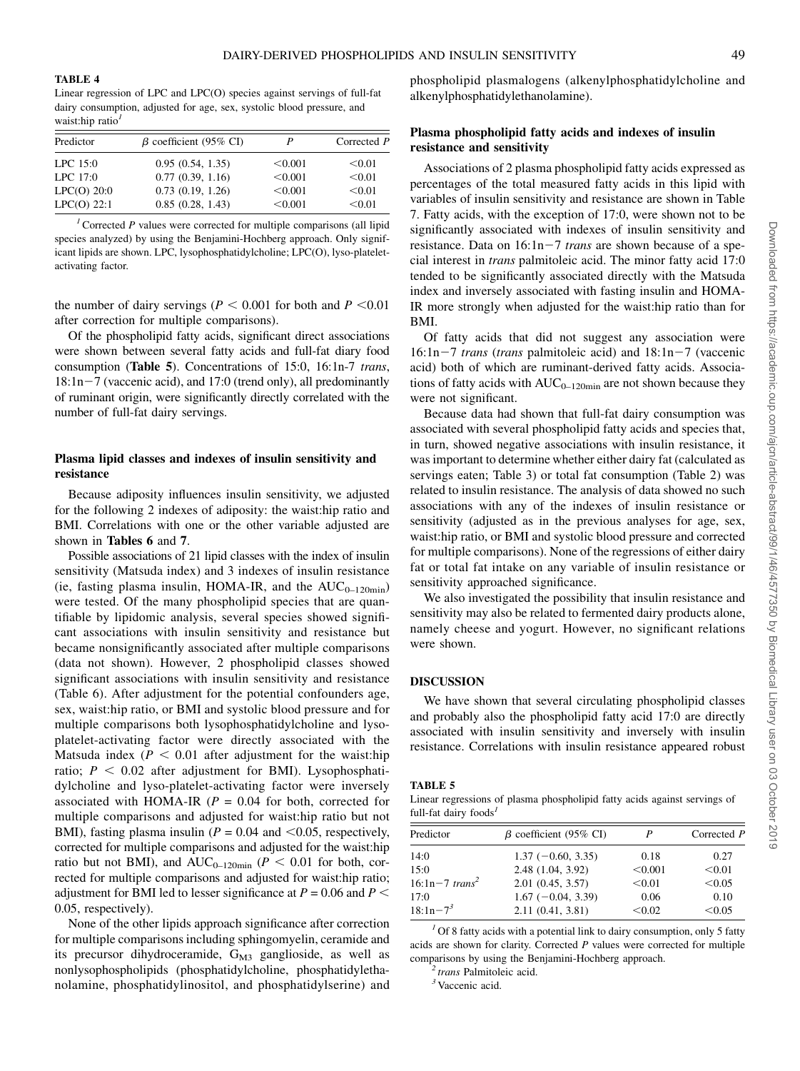**TABLE 4**

Linear regression of LPC and LPC(O) species against servings of full-fat dairy consumption, adjusted for age, sex, systolic blood pressure, and waist:hip ratio[1]

| Predictor | β coefficient (95% CI) | P | Corrected P |
|---|---|---|---|
| LPC 15:0 | 0.95 (0.54, 1.35) | <0.001 | <0.01 |
| LPC 17:0 | 0.77 (0.39, 1.16) | <0.001 | <0.01 |
| LPC(O) 20:0 | 0.73 (0.19, 1.26) | <0.001 | <0.01 |
| LPC(O) 22:1 | 0.85 (0.28, 1.43) | <0.001 | <0.01 |

[1] Corrected P values were corrected for multiple comparisons (all lipid species analyzed) by using the Benjamini-Hochberg approach. Only significant lipids are shown. LPC, lysophosphatidylcholine; LPC(O), lyso-platelet-activating factor.

the number of dairy servings ($P < 0.001$ for both and $P < 0.01$ after correction for multiple comparisons).

Of the phospholipid fatty acids, significant direct associations were shown between several fatty acids and full-fat diary food consumption (**Table 5**). Concentrations of 15:0, 16:1n-7 *trans*, 18:1n−7 (vaccenic acid), and 17:0 (trend only), all predominantly of ruminant origin, were significantly directly correlated with the number of full-fat dairy servings.

### Plasma lipid classes and indexes of insulin sensitivity and resistance

Because adiposity influences insulin sensitivity, we adjusted for the following 2 indexes of adiposity: the waist:hip ratio and BMI. Correlations with one or the other variable adjusted are shown in **Tables 6** and **7**.

Possible associations of 21 lipid classes with the index of insulin sensitivity (Matsuda index) and 3 indexes of insulin resistance (ie, fasting plasma insulin, HOMA-IR, and the $AUC_{0–120min}$) were tested. Of the many phospholipid species that are quantifiable by lipidomic analysis, several species showed significant associations with insulin sensitivity and resistance but became nonsignificantly associated after multiple comparisons (data not shown). However, 2 phospholipid classes showed significant associations with insulin sensitivity and resistance (Table 6). After adjustment for the potential confounders age, sex, waist:hip ratio, or BMI and systolic blood pressure and for multiple comparisons both lysophosphatidylcholine and lyso-platelet-activating factor were directly associated with the Matsuda index ($P < 0.01$ after adjustment for the waist:hip ratio; $P < 0.02$ after adjustment for BMI). Lysophosphatidylcholine and lyso-platelet-activating factor were inversely associated with HOMA-IR ($P = 0.04$ for both, corrected for multiple comparisons and adjusted for waist:hip ratio but not BMI), fasting plasma insulin ($P = 0.04$ and $<0.05$, respectively, corrected for multiple comparisons and adjusted for the waist:hip ratio but not BMI), and $AUC_{0–120min}$ ($P < 0.01$ for both, corrected for multiple comparisons and adjusted for waist:hip ratio; adjustment for BMI led to lesser significance at $P = 0.06$ and $P < 0.05$, respectively).

None of the other lipids approach significance after correction for multiple comparisons including sphingomyelin, ceramide and its precursor dihydroceramide, $G_{M3}$ ganglioside, as well as nonlysophospholipids (phosphatidylcholine, phosphatidylethanolamine, phosphatidylinositol, and phosphatidylserine) and phospholipid plasmalogens (alkenylphosphatidylcholine and alkenylphosphatidylethanolamine).

### Plasma phospholipid fatty acids and indexes of insulin resistance and sensitivity

Associations of 2 plasma phospholipid fatty acids expressed as percentages of the total measured fatty acids in this lipid with variables of insulin sensitivity and resistance are shown in Table 7. Fatty acids, with the exception of 17:0, were shown not to be significantly associated with indexes of insulin sensitivity and resistance. Data on 16:1n−7 *trans* are shown because of a special interest in *trans* palmitoleic acid. The minor fatty acid 17:0 tended to be significantly associated directly with the Matsuda index and inversely associated with fasting insulin and HOMA-IR more strongly when adjusted for the waist:hip ratio than for BMI.

Of fatty acids that did not suggest any association were 16:1n−7 *trans* (*trans* palmitoleic acid) and 18:1n−7 (vaccenic acid) both of which are ruminant-derived fatty acids. Associations of fatty acids with $AUC_{0–120min}$ are not shown because they were not significant.

Because data had shown that full-fat dairy consumption was associated with several phospholipid fatty acids and species that, in turn, showed negative associations with insulin resistance, it was important to determine whether either dairy fat (calculated as servings eaten; Table 3) or total fat consumption (Table 2) was related to insulin resistance. The analysis of data showed no such associations with any of the indexes of insulin resistance or sensitivity (adjusted as in the previous analyses for age, sex, waist:hip ratio, or BMI and systolic blood pressure and corrected for multiple comparisons). None of the regressions of either dairy fat or total fat intake on any variable of insulin resistance or sensitivity approached significance.

We also investigated the possibility that insulin resistance and sensitivity may also be related to fermented dairy products alone, namely cheese and yogurt. However, no significant relations were shown.

## DISCUSSION

We have shown that several circulating phospholipid classes and probably also the phospholipid fatty acid 17:0 are directly associated with insulin sensitivity and inversely with insulin resistance. Correlations with insulin resistance appeared robust

**TABLE 5**

Linear regressions of plasma phospholipid fatty acids against servings of full-fat dairy foods[1]

| Predictor | β coefficient (95% CI) | P | Corrected P |
|---|---|---|---|
| 14:0 | 1.37 (−0.60, 3.35) | 0.18 | 0.27 |
| 15:0 | 2.48 (1.04, 3.92) | <0.001 | <0.01 |
| 16:1n−7 *trans*[2] | 2.01 (0.45, 3.57) | <0.01 | <0.05 |
| 17:0 | 1.67 (−0.04, 3.39) | 0.06 | 0.10 |
| 18:1n−7[3] | 2.11 (0.41, 3.81) | <0.02 | <0.05 |

[1] Of 8 fatty acids with a potential link to dairy consumption, only 5 fatty acids are shown for clarity. Corrected P values were corrected for multiple comparisons by using the Benjamini-Hochberg approach.

[2] *trans* Palmitoleic acid.

[3] Vaccenic acid.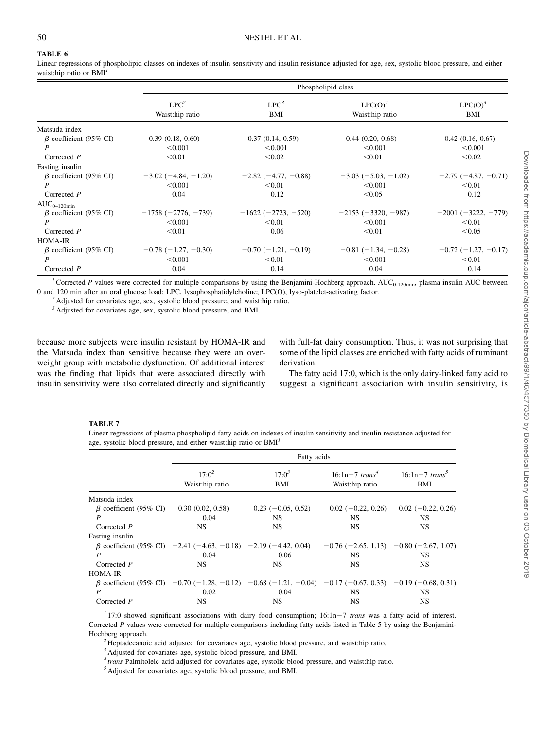**TABLE 6**

Linear regressions of phospholipid classes on indexes of insulin sensitivity and insulin resistance adjusted for age, sex, systolic blood pressure, and either waist:hip ratio or BMI[1]

| | Phospholipid class | | | |
|---|---|---|---|---|
| | LPC[2] Waist:hip ratio | LPC[3] BMI | LPC(O)[2] Waist:hip ratio | LPC(O)[3] BMI |
| Matsuda index | | | | |
| β coefficient (95% CI) | 0.39 (0.18, 0.60) | 0.37 (0.14, 0.59) | 0.44 (0.20, 0.68) | 0.42 (0.16, 0.67) |
| *P* | <0.001 | <0.001 | <0.001 | <0.001 |
| Corrected *P* | <0.01 | <0.02 | <0.01 | <0.02 |
| Fasting insulin | | | | |
| β coefficient (95% CI) | −3.02 (−4.84, −1.20) | −2.82 (−4.77, −0.88) | −3.03 (−5.03, −1.02) | −2.79 (−4.87, −0.71) |
| *P* | <0.001 | <0.01 | <0.001 | <0.01 |
| Corrected *P* | 0.04 | 0.12 | <0.05 | 0.12 |
| $AUC_{0\text{–}120min}$ | | | | |
| β coefficient (95% CI) | −1758 (−2776, −739) | −1622 (−2723, −520) | −2153 (−3320, −987) | −2001 (−3222, −779) |
| *P* | <0.001 | <0.01 | <0.001 | <0.01 |
| Corrected *P* | <0.01 | 0.06 | <0.01 | <0.05 |
| HOMA-IR | | | | |
| β coefficient (95% CI) | −0.78 (−1.27, −0.30) | −0.70 (−1.21, −0.19) | −0.81 (−1.34, −0.28) | −0.72 (−1.27, −0.17) |
| *P* | <0.001 | <0.01 | <0.001 | <0.01 |
| Corrected *P* | 0.04 | 0.14 | 0.04 | 0.14 |

[1] Corrected *P* values were corrected for multiple comparisons by using the Benjamini-Hochberg approach. $AUC_{0\text{–}120min}$, plasma insulin AUC between 0 and 120 min after an oral glucose load; LPC, lysophosphatidylcholine; LPC(O), lyso-platelet-activating factor.

[2] Adjusted for covariates age, sex, systolic blood pressure, and waist:hip ratio.

[3] Adjusted for covariates age, sex, systolic blood pressure, and BMI.

because more subjects were insulin resistant by HOMA-IR and the Matsuda index than sensitive because they were an overweight group with metabolic dysfunction. Of additional interest was the finding that lipids that were associated directly with insulin sensitivity were also correlated directly and significantly with full-fat dairy consumption. Thus, it was not surprising that some of the lipid classes are enriched with fatty acids of ruminant derivation.

The fatty acid 17:0, which is the only dairy-linked fatty acid to suggest a significant association with insulin sensitivity, is

**TABLE 7**

Linear regressions of plasma phospholipid fatty acids on indexes of insulin sensitivity and insulin resistance adjusted for age, systolic blood pressure, and either waist:hip ratio or BMI[1]

| | Fatty acids | | | |
|---|---|---|---|---|
| | 17:0[2] Waist:hip ratio | 17:0[3] BMI | 16:1n−7 *trans*[4] Waist:hip ratio | 16:1n−7 *trans*[5] BMI |
| Matsuda index | | | | |
| β coefficient (95% CI) | 0.30 (0.02, 0.58) | 0.23 (−0.05, 0.52) | 0.02 (−0.22, 0.26) | 0.02 (−0.22, 0.26) |
| *P* | 0.04 | NS | NS | NS |
| Corrected *P* | NS | NS | NS | NS |
| Fasting insulin | | | | |
| β coefficient (95% CI) | −2.41 (−4.63, −0.18) | −2.19 (−4.42, 0.04) | −0.76 (−2.65, 1.13) | −0.80 (−2.67, 1.07) |
| *P* | 0.04 | 0.06 | NS | NS |
| Corrected *P* | NS | NS | NS | NS |
| HOMA-IR | | | | |
| β coefficient (95% CI) | −0.70 (−1.28, −0.12) | −0.68 (−1.21, −0.04) | −0.17 (−0.67, 0.33) | −0.19 (−0.68, 0.31) |
| *P* | 0.02 | 0.04 | NS | NS |
| Corrected *P* | NS | NS | NS | NS |

[1] 17:0 showed significant associations with dairy food consumption; 16:1n−7 *trans* was a fatty acid of interest. Corrected *P* values were corrected for multiple comparisons including fatty acids listed in Table 5 by using the Benjamini-Hochberg approach.

[2] Heptadecanoic acid adjusted for covariates age, systolic blood pressure, and waist:hip ratio.

[3] Adjusted for covariates age, systolic blood pressure, and BMI.

[4] *trans* Palmitoleic acid adjusted for covariates age, systolic blood pressure, and waist:hip ratio.

[5] Adjusted for covariates age, systolic blood pressure, and BMI.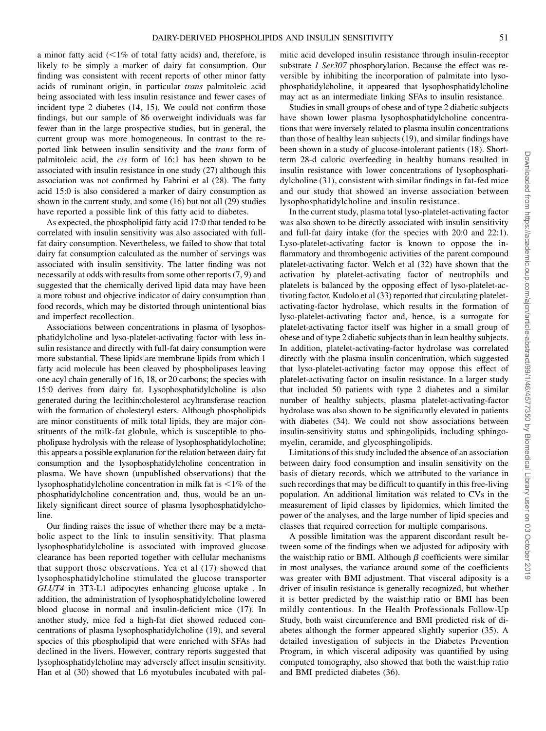a minor fatty acid (<1% of total fatty acids) and, therefore, is likely to be simply a marker of dairy fat consumption. Our finding was consistent with recent reports of other minor fatty acids of ruminant origin, in particular *trans* palmitoleic acid being associated with less insulin resistance and fewer cases of incident type 2 diabetes (14, 15). We could not confirm those findings, but our sample of 86 overweight individuals was far fewer than in the large prospective studies, but in general, the current group was more homogeneous. In contrast to the reported link between insulin sensitivity and the *trans* form of palmitoleic acid, the *cis* form of 16:1 has been shown to be associated with insulin resistance in one study (27) although this association was not confirmed by Fabrini et al (28). The fatty acid 15:0 is also considered a marker of dairy consumption as shown in the current study, and some (16) but not all (29) studies have reported a possible link of this fatty acid to diabetes.

As expected, the phospholipid fatty acid 17:0 that tended to be correlated with insulin sensitivity was also associated with full-fat dairy consumption. Nevertheless, we failed to show that total dairy fat consumption calculated as the number of servings was associated with insulin sensitivity. The latter finding was not necessarily at odds with results from some other reports (7, 9) and suggested that the chemically derived lipid data may have been a more robust and objective indicator of dairy consumption than food records, which may be distorted through unintentional bias and imperfect recollection.

Associations between concentrations in plasma of lysophosphatidylcholine and lyso-platelet-activating factor with less insulin resistance and directly with full-fat dairy consumption were more substantial. These lipids are membrane lipids from which 1 fatty acid molecule has been cleaved by phospholipases leaving one acyl chain generally of 16, 18, or 20 carbons; the species with 15:0 derives from dairy fat. Lysophosphatidylcholine is also generated during the lecithin:cholesterol acyltransferase reaction with the formation of cholesteryl esters. Although phospholipids are minor constituents of milk total lipids, they are major constituents of the milk-fat globule, which is susceptible to phospholipase hydrolysis with the release of lysophosphatidylocholine; this appears a possible explanation for the relation between dairy fat consumption and the lysophosphatidylcholine concentration in plasma. We have shown (unpublished observations) that the lysophosphatidylcholine concentration in milk fat is <1% of the phosphatidylcholine concentration and, thus, would be an unlikely significant direct source of plasma lysophosphatidylcholine.

Our finding raises the issue of whether there may be a metabolic aspect to the link to insulin sensitivity. That plasma lysophosphatidylcholine is associated with improved glucose clearance has been reported together with cellular mechanisms that support those observations. Yea et al (17) showed that lysophosphatidylcholine stimulated the glucose transporter *GLUT4* in 3T3-L1 adipocytes enhancing glucose uptake . In addition, the administration of lysophosphatidylcholine lowered blood glucose in normal and insulin-deficient mice (17). In another study, mice fed a high-fat diet showed reduced concentrations of plasma lysophosphatidylcholine (19), and several species of this phospholipid that were enriched with SFAs had declined in the livers. However, contrary reports suggested that lysophosphatidylcholine may adversely affect insulin sensitivity. Han et al (30) showed that L6 myotubules incubated with palmitic acid developed insulin resistance through insulin-receptor substrate *1 Ser307* phosphorylation. Because the effect was reversible by inhibiting the incorporation of palmitate into lysophosphatidylcholine, it appeared that lysophosphatidylcholine may act as an intermediate linking SFAs to insulin resistance.

Studies in small groups of obese and of type 2 diabetic subjects have shown lower plasma lysophosphatidylcholine concentrations that were inversely related to plasma insulin concentrations than those of healthy lean subjects (19), and similar findings have been shown in a study of glucose-intolerant patients (18). Short-term 28-d caloric overfeeding in healthy humans resulted in insulin resistance with lower concentrations of lysophosphatidylcholine (31), consistent with similar findings in fat-fed mice and our study that showed an inverse association between lysophosphatidylcholine and insulin resistance.

In the current study, plasma total lyso-platelet-activating factor was also shown to be directly associated with insulin sensitivity and full-fat dairy intake (for the species with 20:0 and 22:1). Lyso-platelet-activating factor is known to oppose the inflammatory and thrombogenic activities of the parent compound platelet-activating factor. Welch et al (32) have shown that the activation by platelet-activating factor of neutrophils and platelets is balanced by the opposing effect of lyso-platelet-activating factor. Kudolo et al (33) reported that circulating platelet-activating-factor hydrolase, which results in the formation of lyso-platelet-activating factor and, hence, is a surrogate for platelet-activating factor itself was higher in a small group of obese and of type 2 diabetic subjects than in lean healthy subjects. In addition, platelet-activating-factor hydrolase was correlated directly with the plasma insulin concentration, which suggested that lyso-platelet-activating factor may oppose this effect of platelet-activating factor on insulin resistance. In a larger study that included 50 patients with type 2 diabetes and a similar number of healthy subjects, plasma platelet-activating-factor hydrolase was also shown to be significantly elevated in patients with diabetes (34). We could not show associations between insulin-sensitivity status and sphingolipids, including sphingomyelin, ceramide, and glycosphingolipids.

Limitations of this study included the absence of an association between dairy food consumption and insulin sensitivity on the basis of dietary records, which we attributed to the variance in such recordings that may be difficult to quantify in this free-living population. An additional limitation was related to CVs in the measurement of lipid classes by lipidomics, which limited the power of the analyses, and the large number of lipid species and classes that required correction for multiple comparisons.

A possible limitation was the apparent discordant result between some of the findings when we adjusted for adiposity with the waist:hip ratio or BMI. Although $\beta$ coefficients were similar in most analyses, the variance around some of the coefficients was greater with BMI adjustment. That visceral adiposity is a driver of insulin resistance is generally recognized, but whether it is better predicted by the waist:hip ratio or BMI has been mildly contentious. In the Health Professionals Follow-Up Study, both waist circumference and BMI predicted risk of diabetes although the former appeared slightly superior (35). A detailed investigation of subjects in the Diabetes Prevention Program, in which visceral adiposity was quantified by using computed tomography, also showed that both the waist:hip ratio and BMI predicted diabetes (36).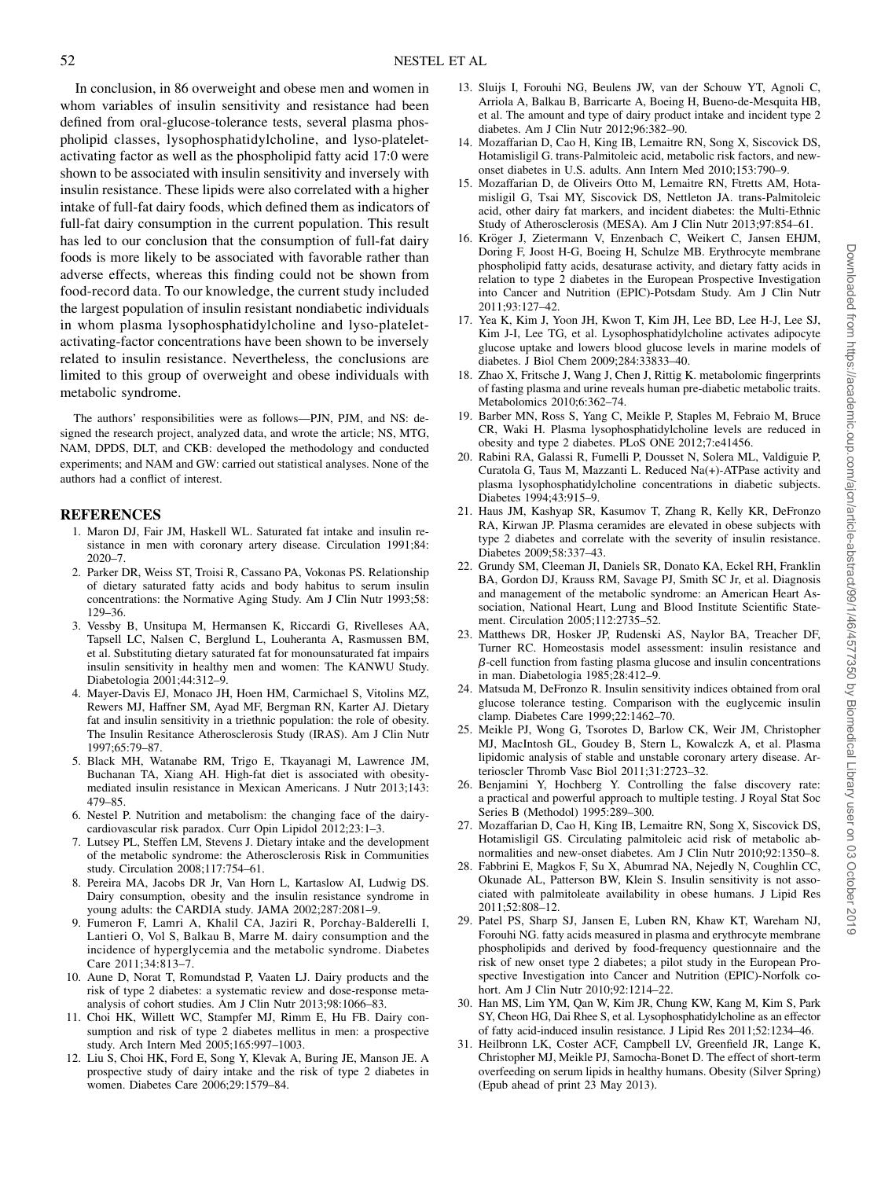In conclusion, in 86 overweight and obese men and women in whom variables of insulin sensitivity and resistance had been defined from oral-glucose-tolerance tests, several plasma phospholipid classes, lysophosphatidylcholine, and lyso-platelet-activating factor as well as the phospholipid fatty acid 17:0 were shown to be associated with insulin sensitivity and inversely with insulin resistance. These lipids were also correlated with a higher intake of full-fat dairy foods, which defined them as indicators of full-fat dairy consumption in the current population. This result has led to our conclusion that the consumption of full-fat dairy foods is more likely to be associated with favorable rather than adverse effects, whereas this finding could not be shown from food-record data. To our knowledge, the current study included the largest population of insulin resistant nondiabetic individuals in whom plasma lysophosphatidylcholine and lyso-platelet-activating-factor concentrations have been shown to be inversely related to insulin resistance. Nevertheless, the conclusions are limited to this group of overweight and obese individuals with metabolic syndrome.

The authors' responsibilities were as follows—PJN, PJM, and NS: designed the research project, analyzed data, and wrote the article; NS, MTG, NAM, DPDS, DLT, and CKB: developed the methodology and conducted experiments; and NAM and GW: carried out statistical analyses. None of the authors had a conflict of interest.

## REFERENCES

1. Maron DJ, Fair JM, Haskell WL. Saturated fat intake and insulin resistance in men with coronary artery disease. Circulation 1991;84:2020–7.
2. Parker DR, Weiss ST, Troisi R, Cassano PA, Vokonas PS. Relationship of dietary saturated fatty acids and body habitus to serum insulin concentrations: the Normative Aging Study. Am J Clin Nutr 1993;58:129–36.
3. Vessby B, Unsitupa M, Hermansen K, Riccardi G, Rivelleses AA, Tapsell LC, Nalsen C, Berglund L, Louheranta A, Rasmussen BM, et al. Substituting dietary saturated fat for monounsaturated fat impairs insulin sensitivity in healthy men and women: The KANWU Study. Diabetologia 2001;44:312–9.
4. Mayer-Davis EJ, Monaco JH, Hoen HM, Carmichael S, Vitolins MZ, Rewers MJ, Haffner SM, Ayad MF, Bergman RN, Karter AJ. Dietary fat and insulin sensitivity in a triethnic population: the role of obesity. The Insulin Resitance Atherosclerosis Study (IRAS). Am J Clin Nutr 1997;65:79–87.
5. Black MH, Watanabe RM, Trigo E, Tkayanagi M, Lawrence JM, Buchanan TA, Xiang AH. High-fat diet is associated with obesity-mediated insulin resistance in Mexican Americans. J Nutr 2013;143:479–85.
6. Nestel P. Nutrition and metabolism: the changing face of the dairy-cardiovascular risk paradox. Curr Opin Lipidol 2012;23:1–3.
7. Lutsey PL, Steffen LM, Stevens J. Dietary intake and the development of the metabolic syndrome: the Atherosclerosis Risk in Communities study. Circulation 2008;117:754–61.
8. Pereira MA, Jacobs DR Jr, Van Horn L, Kartaslow AI, Ludwig DS. Dairy consumption, obesity and the insulin resistance syndrome in young adults: the CARDIA study. JAMA 2002;287:2081–9.
9. Fumeron F, Lamri A, Khalil CA, Jaziri R, Porchay-Balderelli I, Lantieri O, Vol S, Balkau B, Marre M. dairy consumption and the incidence of hyperglycemia and the metabolic syndrome. Diabetes Care 2011;34:813–7.
10. Aune D, Norat T, Romundstad P, Vaaten LJ. Dairy products and the risk of type 2 diabetes: a systematic review and dose-response meta-analysis of cohort studies. Am J Clin Nutr 2013;98:1066–83.
11. Choi HK, Willett WC, Stampfer MJ, Rimm E, Hu FB. Dairy consumption and risk of type 2 diabetes mellitus in men: a prospective study. Arch Intern Med 2005;165:997–1003.
12. Liu S, Choi HK, Ford E, Song Y, Klevak A, Buring JE, Manson JE. A prospective study of dairy intake and the risk of type 2 diabetes in women. Diabetes Care 2006;29:1579–84.
13. Sluijs I, Forouhi NG, Beulens JW, van der Schouw YT, Agnoli C, Arriola A, Balkau B, Barricarte A, Boeing H, Bueno-de-Mesquita HB, et al. The amount and type of dairy product intake and incident type 2 diabetes. Am J Clin Nutr 2012;96:382–90.
14. Mozaffarian D, Cao H, King IB, Lemaitre RN, Song X, Siscovick DS, Hotamisligil G. trans-Palmitoleic acid, metabolic risk factors, and new-onset diabetes in U.S. adults. Ann Intern Med 2010;153:790–9.
15. Mozaffarian D, de Oliveirs Otto M, Lemaitre RN, Ftretts AM, Hotamisligil G, Tsai MY, Siscovick DS, Nettleton JA. trans-Palmitoleic acid, other dairy fat markers, and incident diabetes: the Multi-Ethnic Study of Atherosclerosis (MESA). Am J Clin Nutr 2013;97:854–61.
16. Kröger J, Zietermann V, Enzenbach C, Weikert C, Jansen EHJM, Doring F, Joost H-G, Boeing H, Schulze MB. Erythrocyte membrane phospholipid fatty acids, desaturase activity, and dietary fatty acids in relation to type 2 diabetes in the European Prospective Investigation into Cancer and Nutrition (EPIC)-Potsdam Study. Am J Clin Nutr 2011;93:127–42.
17. Yea K, Kim J, Yoon JH, Kwon T, Kim JH, Lee BD, Lee H-J, Lee SJ, Kim J-I, Lee TG, et al. Lysophosphatidylcholine activates adipocyte glucose uptake and lowers blood glucose levels in marine models of diabetes. J Biol Chem 2009;284:33833–40.
18. Zhao X, Fritsche J, Wang J, Chen J, Rittig K. metabolomic fingerprints of fasting plasma and urine reveals human pre-diabetic metabolic traits. Metabolomics 2010;6:362–74.
19. Barber MN, Ross S, Yang C, Meikle P, Staples M, Febraio M, Bruce CR, Waki H. Plasma lysophosphatidylcholine levels are reduced in obesity and type 2 diabetes. PLoS ONE 2012;7:e41456.
20. Rabini RA, Galassi R, Fumelli P, Dousset N, Solera ML, Valdiguie P, Curatola G, Taus M, Mazzanti L. Reduced Na(+)-ATPase activity and plasma lysophosphatidylcholine concentrations in diabetic subjects. Diabetes 1994;43:915–9.
21. Haus JM, Kashyap SR, Kasumov T, Zhang R, Kelly KR, DeFronzo RA, Kirwan JP. Plasma ceramides are elevated in obese subjects with type 2 diabetes and correlate with the severity of insulin resistance. Diabetes 2009;58:337–43.
22. Grundy SM, Cleeman JI, Daniels SR, Donato KA, Eckel RH, Franklin BA, Gordon DJ, Krauss RM, Savage PJ, Smith SC Jr, et al. Diagnosis and management of the metabolic syndrome: an American Heart Association, National Heart, Lung and Blood Institute Scientific Statement. Circulation 2005;112:2735–52.
23. Matthews DR, Hosker JP, Rudenski AS, Naylor BA, Treacher DF, Turner RC. Homeostasis model assessment: insulin resistance and $\beta$-cell function from fasting plasma glucose and insulin concentrations in man. Diabetologia 1985;28:412–9.
24. Matsuda M, DeFronzo R. Insulin sensitivity indices obtained from oral glucose tolerance testing. Comparison with the euglycemic insulin clamp. Diabetes Care 1999;22:1462–70.
25. Meikle PJ, Wong G, Tsorotes D, Barlow CK, Weir JM, Christopher MJ, MacIntosh GL, Goudey B, Stern L, Kowalczk A, et al. Plasma lipidomic analysis of stable and unstable coronary artery disease. Arterioscler Thromb Vasc Biol 2011;31:2723–32.
26. Benjamini Y, Hochberg Y. Controlling the false discovery rate: a practical and powerful approach to multiple testing. J Royal Stat Soc Series B (Methodol) 1995:289–300.
27. Mozaffarian D, Cao H, King IB, Lemaitre RN, Song X, Siscovick DS, Hotamisligil GS. Circulating palmitoleic acid risk of metabolic abnormalities and new-onset diabetes. Am J Clin Nutr 2010;92:1350–8.
28. Fabbrini E, Magkos F, Su X, Abumrad NA, Nejedly N, Coughlin CC, Okunade AL, Patterson BW, Klein S. Insulin sensitivity is not associated with palmitoleate availability in obese humans. J Lipid Res 2011;52:808–12.
29. Patel PS, Sharp SJ, Jansen E, Luben RN, Khaw KT, Wareham NJ, Forouhi NG. fatty acids measured in plasma and erythrocyte membrane phospholipids and derived by food-frequency questionnaire and the risk of new onset type 2 diabetes; a pilot study in the European Prospective Investigation into Cancer and Nutrition (EPIC)-Norfolk cohort. Am J Clin Nutr 2010;92:1214–22.
30. Han MS, Lim YM, Qan W, Kim JR, Chung KW, Kang M, Kim S, Park SY, Cheon HG, Dai Rhee S, et al. Lysophosphatidylcholine as an effector of fatty acid-induced insulin resistance. J Lipid Res 2011;52:1234–46.
31. Heilbronn LK, Coster ACF, Campbell LV, Greenfield JR, Lange K, Christopher MJ, Meikle PJ, Samocha-Bonet D. The effect of short-term overfeeding on serum lipids in healthy humans. Obesity (Silver Spring) (Epub ahead of print 23 May 2013).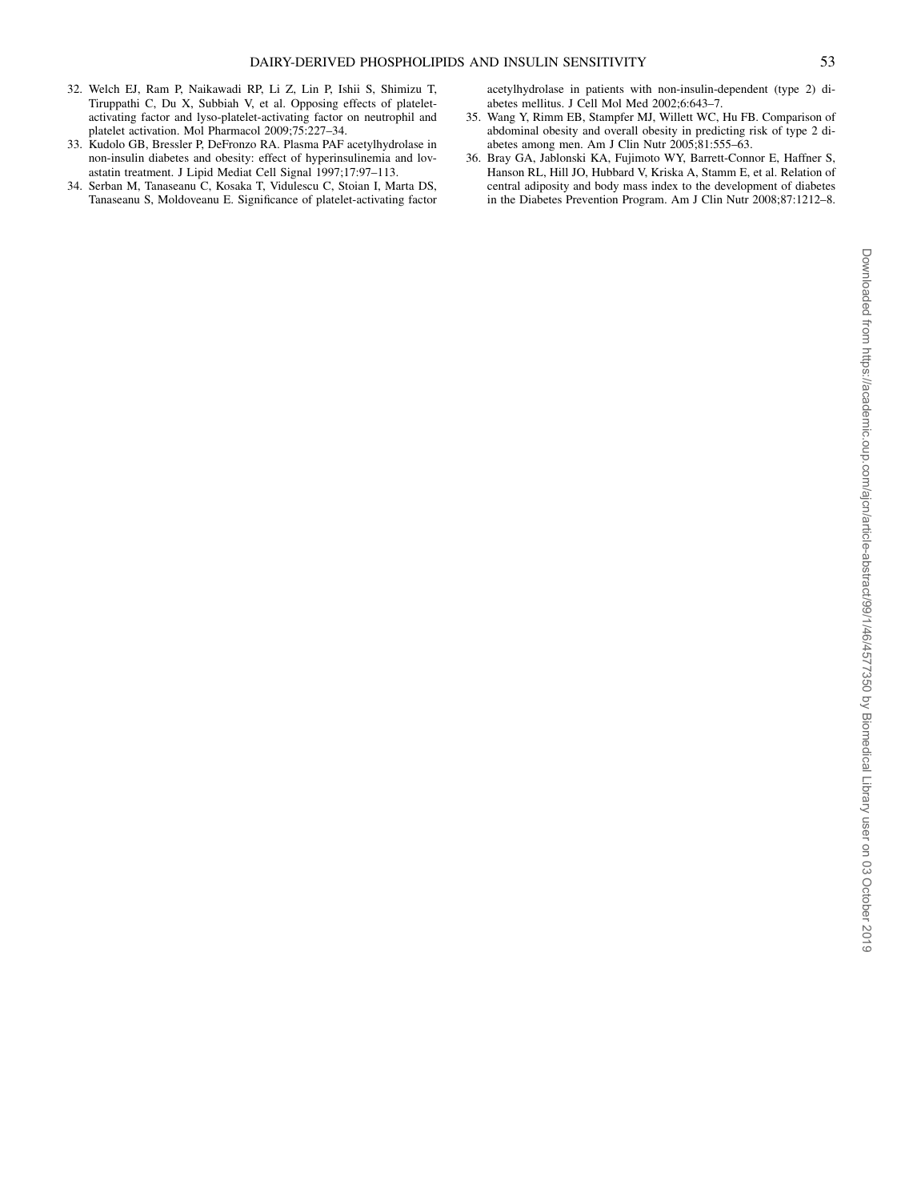32. Welch EJ, Ram P, Naikawadi RP, Li Z, Lin P, Ishii S, Shimizu T, Tiruppathi C, Du X, Subbiah V, et al. Opposing effects of platelet-activating factor and lyso-platelet-activating factor on neutrophil and platelet activation. Mol Pharmacol 2009;75:227–34.
33. Kudolo GB, Bressler P, DeFronzo RA. Plasma PAF acetylhydrolase in non-insulin diabetes and obesity: effect of hyperinsulinemia and lovastatin treatment. J Lipid Mediat Cell Signal 1997;17:97–113.
34. Serban M, Tanaseanu C, Kosaka T, Vidulescu C, Stoian I, Marta DS, Tanaseanu S, Moldoveanu E. Significance of platelet-activating factor acetylhydrolase in patients with non-insulin-dependent (type 2) diabetes mellitus. J Cell Mol Med 2002;6:643–7.
35. Wang Y, Rimm EB, Stampfer MJ, Willett WC, Hu FB. Comparison of abdominal obesity and overall obesity in predicting risk of type 2 diabetes among men. Am J Clin Nutr 2005;81:555–63.
36. Bray GA, Jablonski KA, Fujimoto WY, Barrett-Connor E, Haffner S, Hanson RL, Hill JO, Hubbard V, Kriska A, Stamm E, et al. Relation of central adiposity and body mass index to the development of diabetes in the Diabetes Prevention Program. Am J Clin Nutr 2008;87:1212–8.